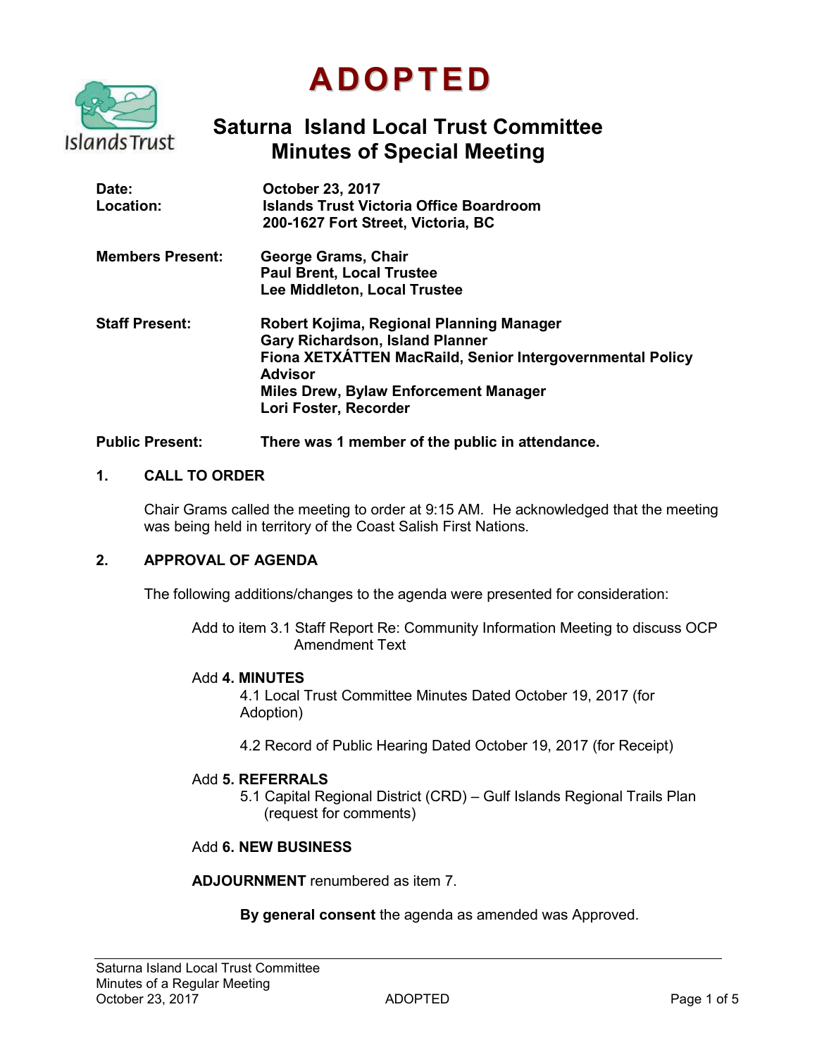# ADOPTED

## Saturna Island Local Trust Committee
## Minutes of Special Meeting

**Date:** October 23, 2017
**Location:** Islands Trust Victoria Office Boardroom
200-1627 Fort Street, Victoria, BC

**Members Present:**
George Grams, Chair
Paul Brent, Local Trustee
Lee Middleton, Local Trustee

**Staff Present:**
Robert Kojima, Regional Planning Manager
Gary Richardson, Island Planner
Fiona XETXÁTTEN MacRaild, Senior Intergovernmental Policy Advisor
Miles Drew, Bylaw Enforcement Manager
Lori Foster, Recorder

**Public Present:** There was 1 member of the public in attendance.

### 1. CALL TO ORDER

Chair Grams called the meeting to order at 9:15 AM. He acknowledged that the meeting was being held in territory of the Coast Salish First Nations.

### 2. APPROVAL OF AGENDA

The following additions/changes to the agenda were presented for consideration:

Add to item 3.1 Staff Report Re: Community Information Meeting to discuss OCP Amendment Text

Add **4. MINUTES**
4.1 Local Trust Committee Minutes Dated October 19, 2017 (for Adoption)

4.2 Record of Public Hearing Dated October 19, 2017 (for Receipt)

Add **5. REFERRALS**
5.1 Capital Regional District (CRD) – Gulf Islands Regional Trails Plan (request for comments)

Add **6. NEW BUSINESS**

**ADJOURNMENT** renumbered as item 7.

**By general consent** the agenda as amended was Approved.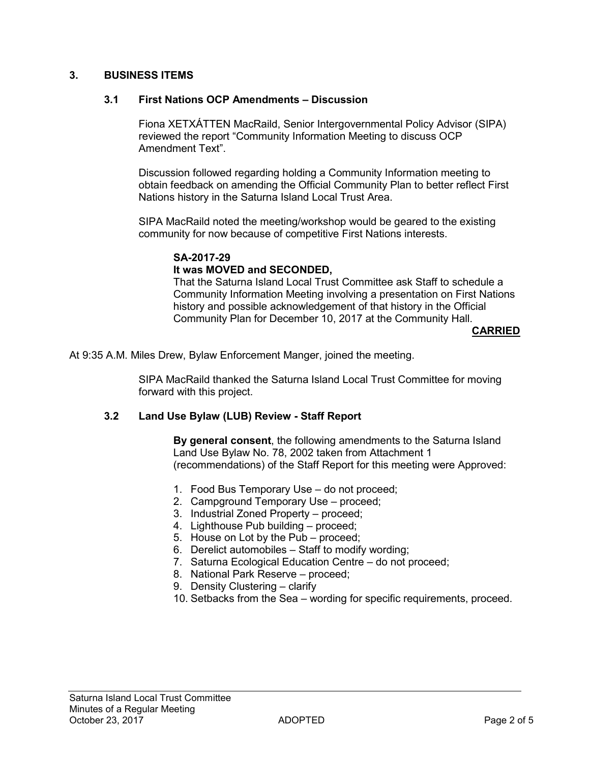## 3. BUSINESS ITEMS

### 3.1 First Nations OCP Amendments – Discussion

Fiona XETXÁTTEN MacRaild, Senior Intergovernmental Policy Advisor (SIPA) reviewed the report "Community Information Meeting to discuss OCP Amendment Text".

Discussion followed regarding holding a Community Information meeting to obtain feedback on amending the Official Community Plan to better reflect First Nations history in the Saturna Island Local Trust Area.

SIPA MacRaild noted the meeting/workshop would be geared to the existing community for now because of competitive First Nations interests.

**SA-2017-29**
**It was MOVED and SECONDED,**
That the Saturna Island Local Trust Committee ask Staff to schedule a Community Information Meeting involving a presentation on First Nations history and possible acknowledgement of that history in the Official Community Plan for December 10, 2017 at the Community Hall.

**CARRIED**

At 9:35 A.M. Miles Drew, Bylaw Enforcement Manger, joined the meeting.

SIPA MacRaild thanked the Saturna Island Local Trust Committee for moving forward with this project.

### 3.2 Land Use Bylaw (LUB) Review - Staff Report

**By general consent**, the following amendments to the Saturna Island Land Use Bylaw No. 78, 2002 taken from Attachment 1 (recommendations) of the Staff Report for this meeting were Approved:

1. Food Bus Temporary Use – do not proceed;
2. Campground Temporary Use – proceed;
3. Industrial Zoned Property – proceed;
4. Lighthouse Pub building – proceed;
5. House on Lot by the Pub – proceed;
6. Derelict automobiles – Staff to modify wording;
7. Saturna Ecological Education Centre – do not proceed;
8. National Park Reserve – proceed;
9. Density Clustering – clarify
10. Setbacks from the Sea – wording for specific requirements, proceed.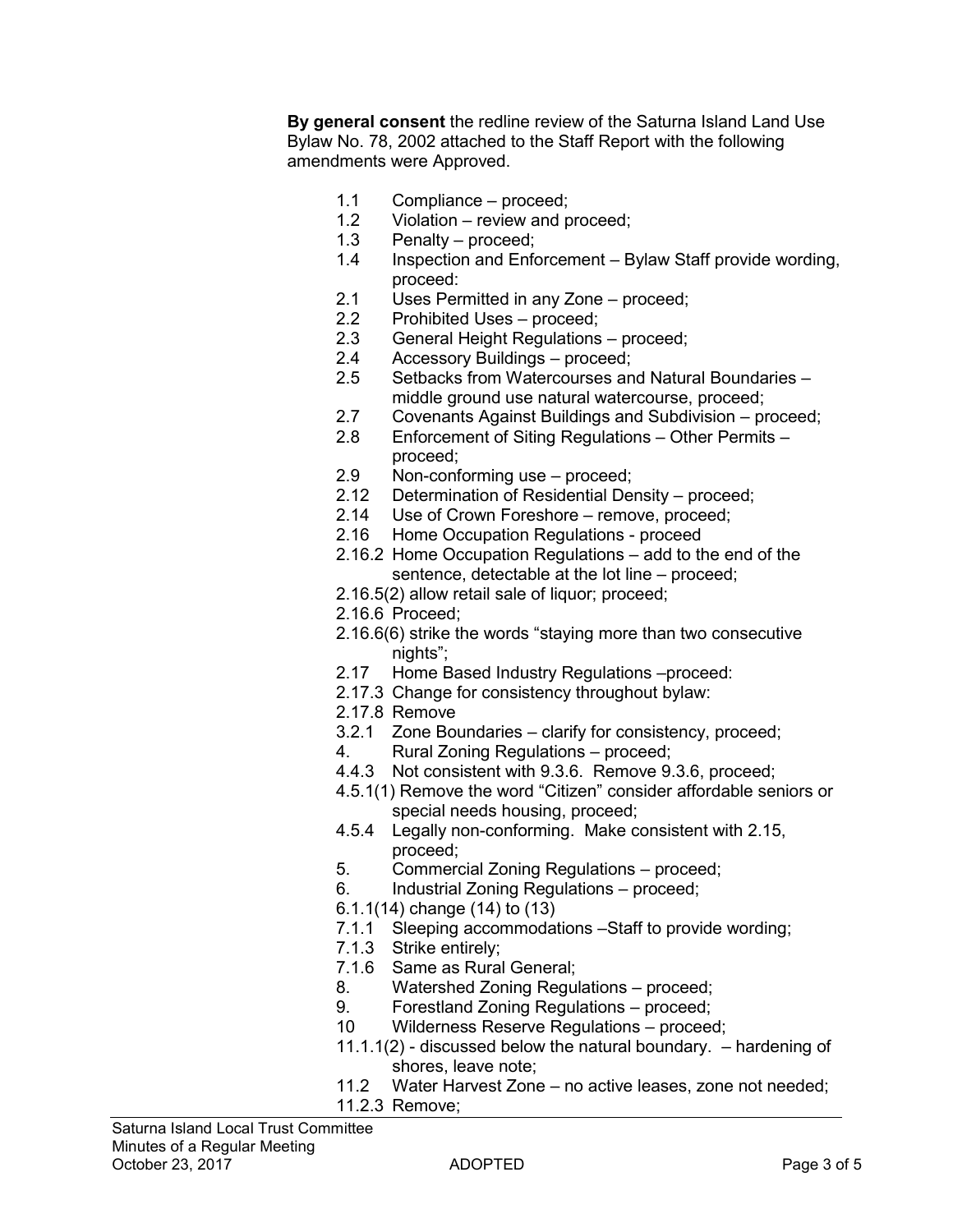**By general consent** the redline review of the Saturna Island Land Use Bylaw No. 78, 2002 attached to the Staff Report with the following amendments were Approved.

- 1.1 Compliance – proceed;
- 1.2 Violation – review and proceed;
- 1.3 Penalty – proceed;
- 1.4 Inspection and Enforcement – Bylaw Staff provide wording, proceed:
- 2.1 Uses Permitted in any Zone – proceed;
- 2.2 Prohibited Uses – proceed;
- 2.3 General Height Regulations – proceed;
- 2.4 Accessory Buildings – proceed;
- 2.5 Setbacks from Watercourses and Natural Boundaries – middle ground use natural watercourse, proceed;
- 2.7 Covenants Against Buildings and Subdivision – proceed;
- 2.8 Enforcement of Siting Regulations – Other Permits – proceed;
- 2.9 Non-conforming use – proceed;
- 2.12 Determination of Residential Density – proceed;
- 2.14 Use of Crown Foreshore – remove, proceed;
- 2.16 Home Occupation Regulations - proceed
- 2.16.2 Home Occupation Regulations – add to the end of the sentence, detectable at the lot line – proceed;
- 2.16.5(2) allow retail sale of liquor; proceed;
- 2.16.6 Proceed;
- 2.16.6(6) strike the words "staying more than two consecutive nights";
- 2.17 Home Based Industry Regulations –proceed:
- 2.17.3 Change for consistency throughout bylaw:
- 2.17.8 Remove
- 3.2.1 Zone Boundaries – clarify for consistency, proceed;
- 4. Rural Zoning Regulations – proceed;
- 4.4.3 Not consistent with 9.3.6. Remove 9.3.6, proceed;
- 4.5.1(1) Remove the word "Citizen" consider affordable seniors or special needs housing, proceed;
- 4.5.4 Legally non-conforming. Make consistent with 2.15, proceed;
- 5. Commercial Zoning Regulations – proceed;
- 6. Industrial Zoning Regulations – proceed;
- 6.1.1(14) change (14) to (13)
- 7.1.1 Sleeping accommodations –Staff to provide wording;
- 7.1.3 Strike entirely;
- 7.1.6 Same as Rural General;
- 8. Watershed Zoning Regulations – proceed;
- 9. Forestland Zoning Regulations – proceed;
- 10 Wilderness Reserve Regulations – proceed;
- 11.1.1(2) - discussed below the natural boundary. – hardening of shores, leave note;
- 11.2 Water Harvest Zone – no active leases, zone not needed;
- 11.2.3 Remove;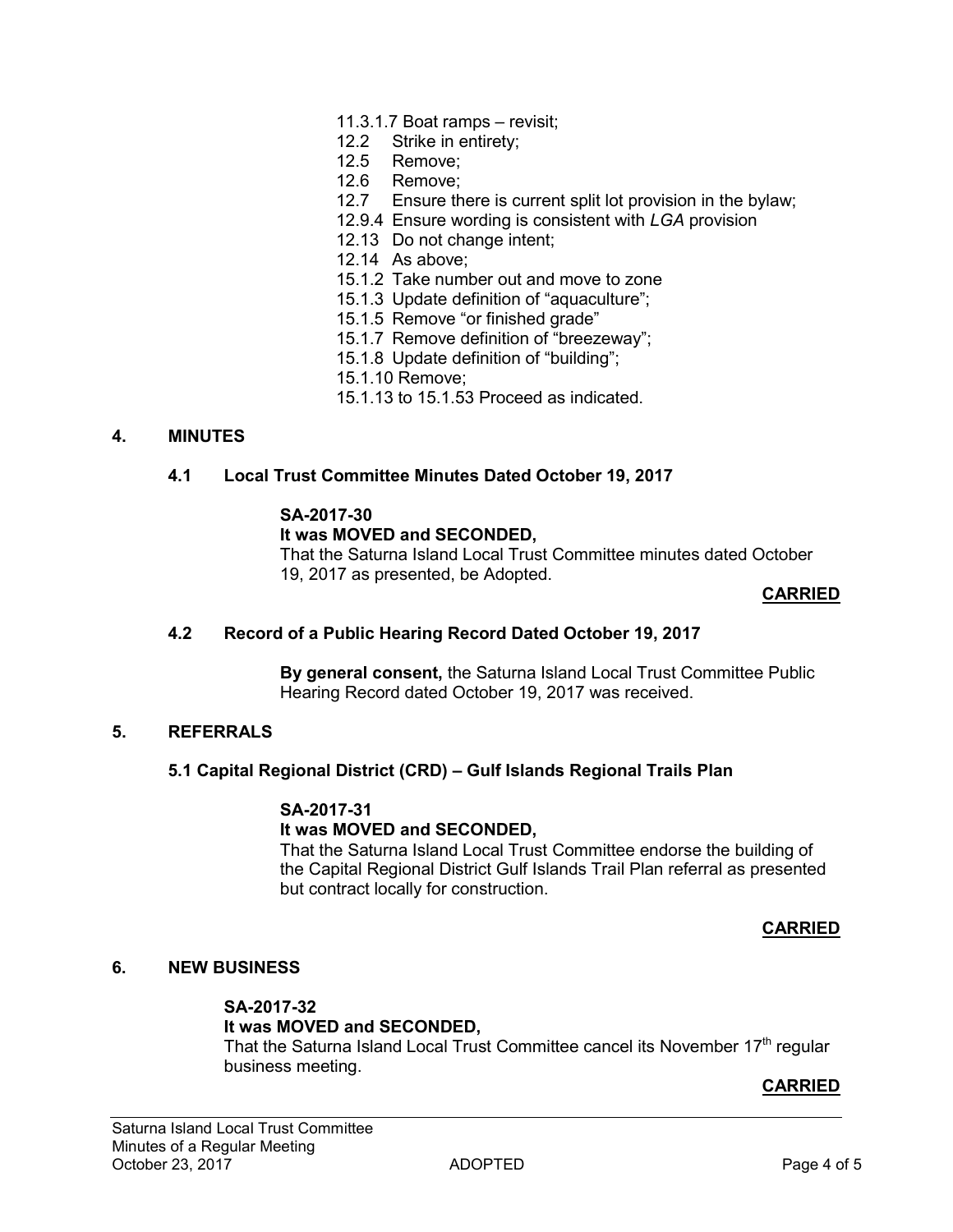11.3.1.7 Boat ramps – revisit;
12.2 Strike in entirety;
12.5 Remove;
12.6 Remove;
12.7 Ensure there is current split lot provision in the bylaw;
12.9.4 Ensure wording is consistent with *LGA* provision
12.13 Do not change intent;
12.14 As above;
15.1.2 Take number out and move to zone
15.1.3 Update definition of "aquaculture";
15.1.5 Remove "or finished grade"
15.1.7 Remove definition of "breezeway";
15.1.8 Update definition of "building";
15.1.10 Remove;
15.1.13 to 15.1.53 Proceed as indicated.

## 4. MINUTES

### 4.1 Local Trust Committee Minutes Dated October 19, 2017

**SA-2017-30**
**It was MOVED and SECONDED,**
That the Saturna Island Local Trust Committee minutes dated October 19, 2017 as presented, be Adopted.

**CARRIED**

### 4.2 Record of a Public Hearing Record Dated October 19, 2017

**By general consent,** the Saturna Island Local Trust Committee Public Hearing Record dated October 19, 2017 was received.

## 5. REFERRALS

### 5.1 Capital Regional District (CRD) – Gulf Islands Regional Trails Plan

**SA-2017-31**
**It was MOVED and SECONDED,**
That the Saturna Island Local Trust Committee endorse the building of the Capital Regional District Gulf Islands Trail Plan referral as presented but contract locally for construction.

**CARRIED**

## 6. NEW BUSINESS

**SA-2017-32**
**It was MOVED and SECONDED,**
That the Saturna Island Local Trust Committee cancel its November 17th regular business meeting.

**CARRIED**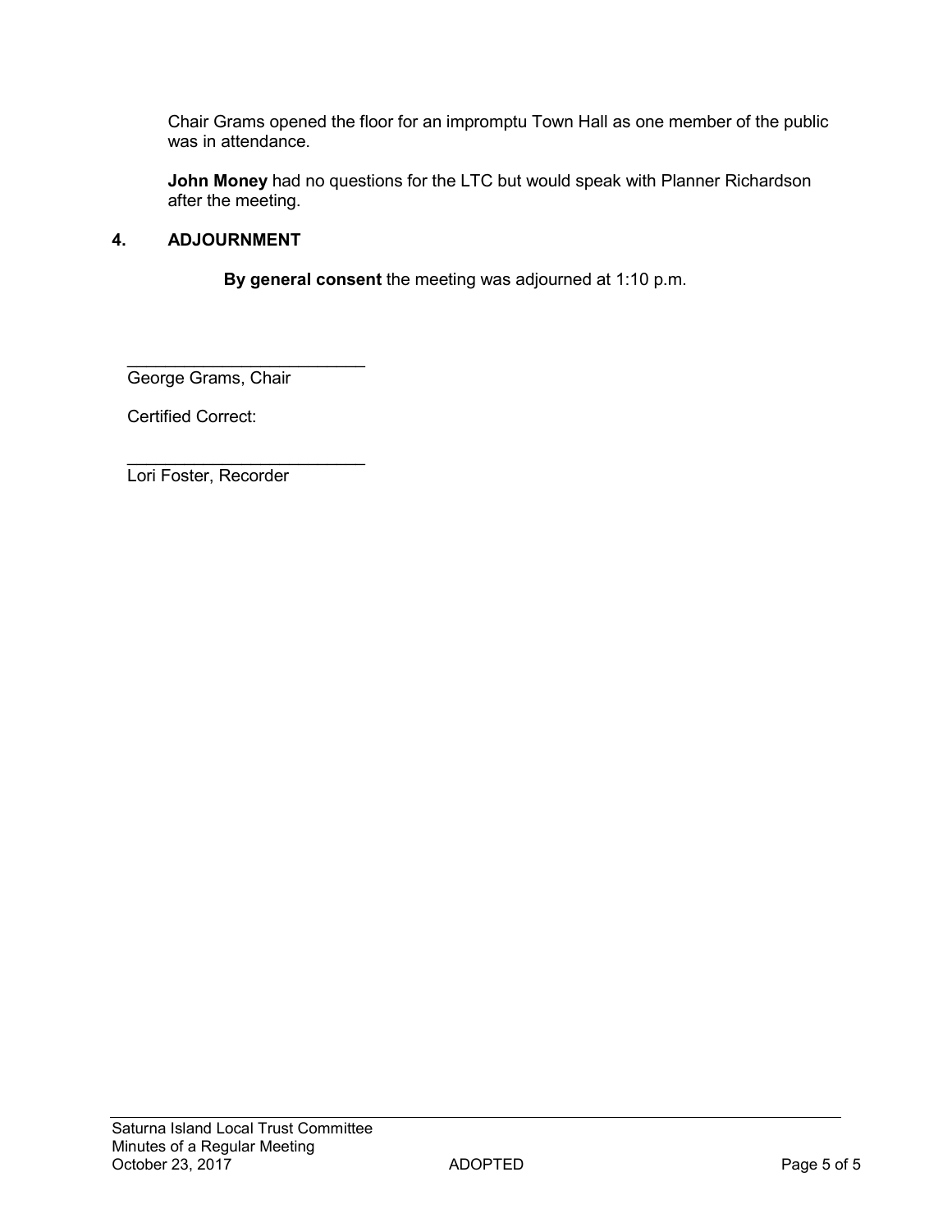Chair Grams opened the floor for an impromptu Town Hall as one member of the public was in attendance.

**John Money** had no questions for the LTC but would speak with Planner Richardson after the meeting.

## 4. ADJOURNMENT

**By general consent** the meeting was adjourned at 1:10 p.m.

\_\_\_\_\_\_\_\_\_\_\_\_\_\_\_\_\_\_\_\_\_\_\_\_\_\_
George Grams, Chair

Certified Correct:

\_\_\_\_\_\_\_\_\_\_\_\_\_\_\_\_\_\_\_\_\_\_\_\_\_\_
Lori Foster, Recorder